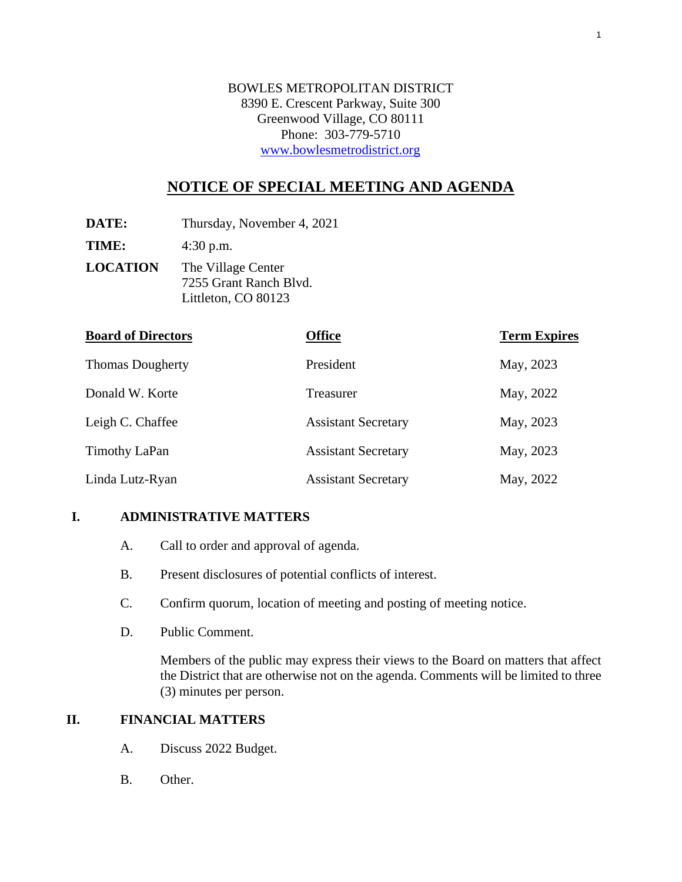BOWLES METROPOLITAN DISTRICT
8390 E. Crescent Parkway, Suite 300
Greenwood Village, CO 80111
Phone: 303-779-5710
[www.bowlesmetrodistrict.org](http://www.bowlesmetrodistrict.org)

# NOTICE OF SPECIAL MEETING AND AGENDA

**DATE:** Thursday, November 4, 2021

**TIME:** 4:30 p.m.

**LOCATION** The Village Center
7255 Grant Ranch Blvd.
Littleton, CO 80123

| Board of Directors | Office | Term Expires |
|---|---|---|
| Thomas Dougherty | President | May, 2023 |
| Donald W. Korte | Treasurer | May, 2022 |
| Leigh C. Chaffee | Assistant Secretary | May, 2023 |
| Timothy LaPan | Assistant Secretary | May, 2023 |
| Linda Lutz-Ryan | Assistant Secretary | May, 2022 |

## I. ADMINISTRATIVE MATTERS

A. Call to order and approval of agenda.

B. Present disclosures of potential conflicts of interest.

C. Confirm quorum, location of meeting and posting of meeting notice.

D. Public Comment.

Members of the public may express their views to the Board on matters that affect the District that are otherwise not on the agenda. Comments will be limited to three (3) minutes per person.

## II. FINANCIAL MATTERS

A. Discuss 2022 Budget.

B. Other.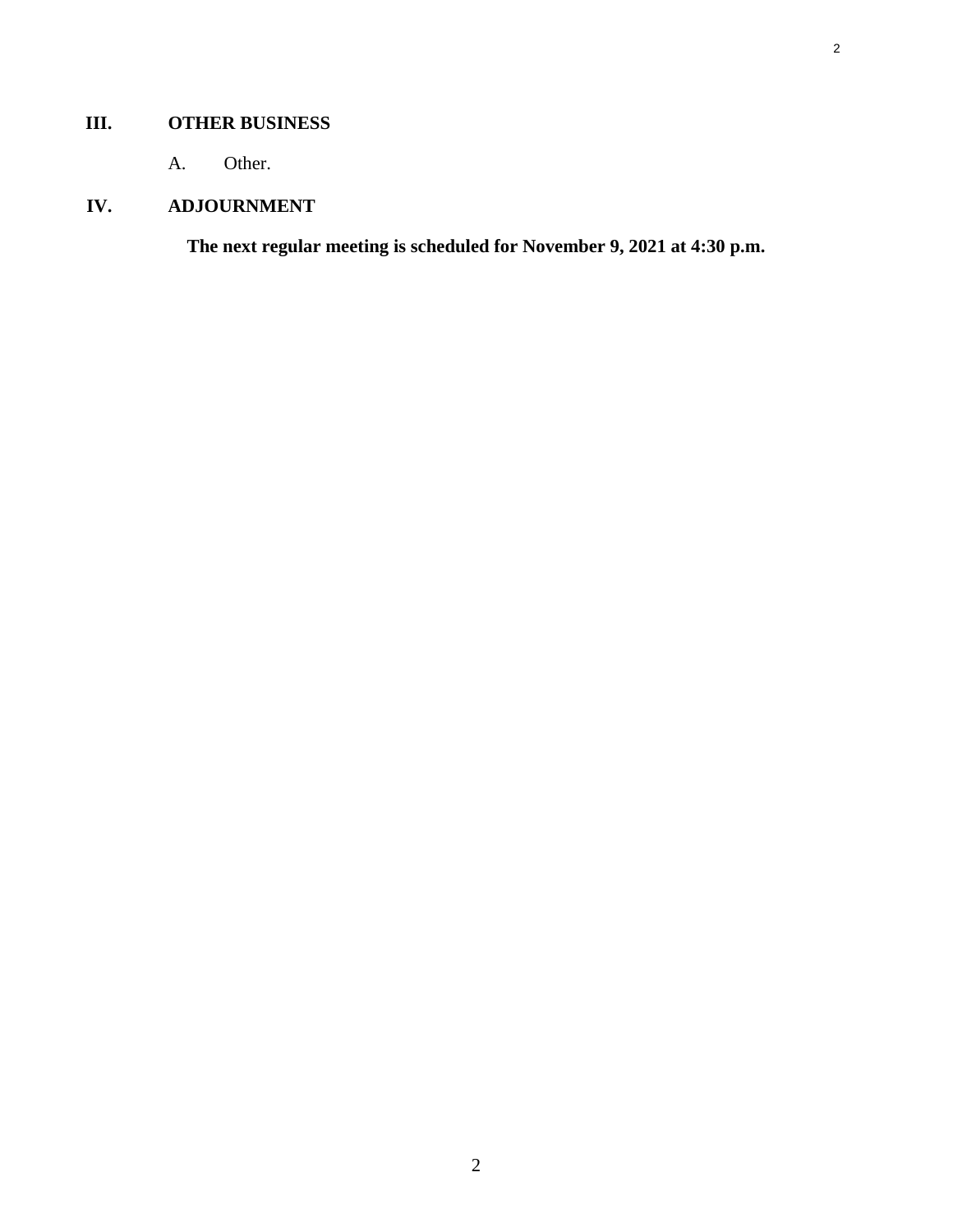## III. OTHER BUSINESS

A. Other.

## IV. ADJOURNMENT

**The next regular meeting is scheduled for November 9, 2021 at 4:30 p.m.**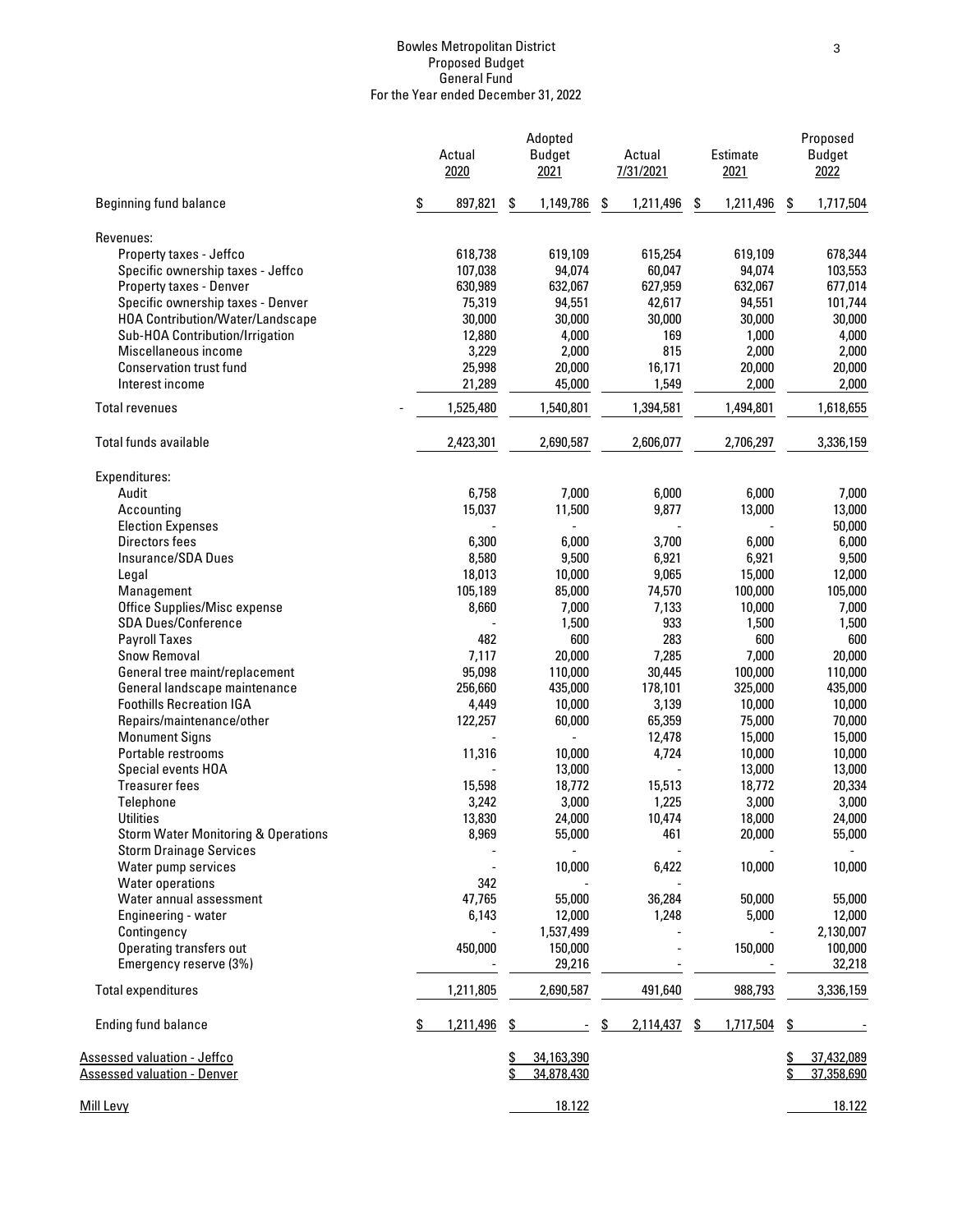Bowles Metropolitan District
Proposed Budget
General Fund
For the Year ended December 31, 2022

| | Actual 2020 | Adopted Budget 2021 | Actual 7/31/2021 | Estimate 2021 | Proposed Budget 2022 |
|---|---|---|---|---|---|
| Beginning fund balance | $ 897,821 | $ 1,149,786 | $ 1,211,496 | $ 1,211,496 | $ 1,717,504 |
| Revenues: | | | | | |
| Property taxes - Jeffco | 618,738 | 619,109 | 615,254 | 619,109 | 678,344 |
| Specific ownership taxes - Jeffco | 107,038 | 94,074 | 60,047 | 94,074 | 103,553 |
| Property taxes - Denver | 630,989 | 632,067 | 627,959 | 632,067 | 677,014 |
| Specific ownership taxes - Denver | 75,319 | 94,551 | 42,617 | 94,551 | 101,744 |
| HOA Contribution/Water/Landscape | 30,000 | 30,000 | 30,000 | 30,000 | 30,000 |
| Sub-HOA Contribution/Irrigation | 12,880 | 4,000 | 169 | 1,000 | 4,000 |
| Miscellaneous income | 3,229 | 2,000 | 815 | 2,000 | 2,000 |
| Conservation trust fund | 25,998 | 20,000 | 16,171 | 20,000 | 20,000 |
| Interest income | 21,289 | 45,000 | 1,549 | 2,000 | 2,000 |
| Total revenues | 1,525,480 | 1,540,801 | 1,394,581 | 1,494,801 | 1,618,655 |
| Total funds available | 2,423,301 | 2,690,587 | 2,606,077 | 2,706,297 | 3,336,159 |
| Expenditures: | | | | | |
| Audit | 6,758 | 7,000 | 6,000 | 6,000 | 7,000 |
| Accounting | 15,037 | 11,500 | 9,877 | 13,000 | 13,000 |
| Election Expenses | - | - | - | - | 50,000 |
| Directors fees | 6,300 | 6,000 | 3,700 | 6,000 | 6,000 |
| Insurance/SDA Dues | 8,580 | 9,500 | 6,921 | 6,921 | 9,500 |
| Legal | 18,013 | 10,000 | 9,065 | 15,000 | 12,000 |
| Management | 105,189 | 85,000 | 74,570 | 100,000 | 105,000 |
| Office Supplies/Misc expense | 8,660 | 7,000 | 7,133 | 10,000 | 7,000 |
| SDA Dues/Conference | - | 1,500 | 933 | 1,500 | 1,500 |
| Payroll Taxes | 482 | 600 | 283 | 600 | 600 |
| Snow Removal | 7,117 | 20,000 | 7,285 | 7,000 | 20,000 |
| General tree maint/replacement | 95,098 | 110,000 | 30,445 | 100,000 | 110,000 |
| General landscape maintenance | 256,660 | 435,000 | 178,101 | 325,000 | 435,000 |
| Foothills Recreation IGA | 4,449 | 10,000 | 3,139 | 10,000 | 10,000 |
| Repairs/maintenance/other | 122,257 | 60,000 | 65,359 | 75,000 | 70,000 |
| Monument Signs | - | - | 12,478 | 15,000 | 15,000 |
| Portable restrooms | 11,316 | 10,000 | 4,724 | 10,000 | 10,000 |
| Special events HOA | - | 13,000 | - | 13,000 | 13,000 |
| Treasurer fees | 15,598 | 18,772 | 15,513 | 18,772 | 20,334 |
| Telephone | 3,242 | 3,000 | 1,225 | 3,000 | 3,000 |
| Utilities | 13,830 | 24,000 | 10,474 | 18,000 | 24,000 |
| Storm Water Monitoring & Operations | 8,969 | 55,000 | 461 | 20,000 | 55,000 |
| Storm Drainage Services | - | - | - | - | - |
| Water pump services | - | 10,000 | 6,422 | 10,000 | 10,000 |
| Water operations | 342 | - | - | | |
| Water annual assessment | 47,765 | 55,000 | 36,284 | 50,000 | 55,000 |
| Engineering - water | 6,143 | 12,000 | 1,248 | 5,000 | 12,000 |
| Contingency | - | 1,537,499 | - | - | 2,130,007 |
| Operating transfers out | 450,000 | 150,000 | - | 150,000 | 100,000 |
| Emergency reserve (3%) | - | 29,216 | - | - | 32,218 |
| Total expenditures | 1,211,805 | 2,690,587 | 491,640 | 988,793 | 3,336,159 |
| Ending fund balance | $ 1,211,496 | $ - | $ 2,114,437 | $ 1,717,504 | $ - |
| Assessed valuation - Jeffco | | $ 34,163,390 | | | $ 37,432,089 |
| Assessed valuation - Denver | | $ 34,878,430 | | | $ 37,358,690 |
| Mill Levy | | 18.122 | | | 18.122 |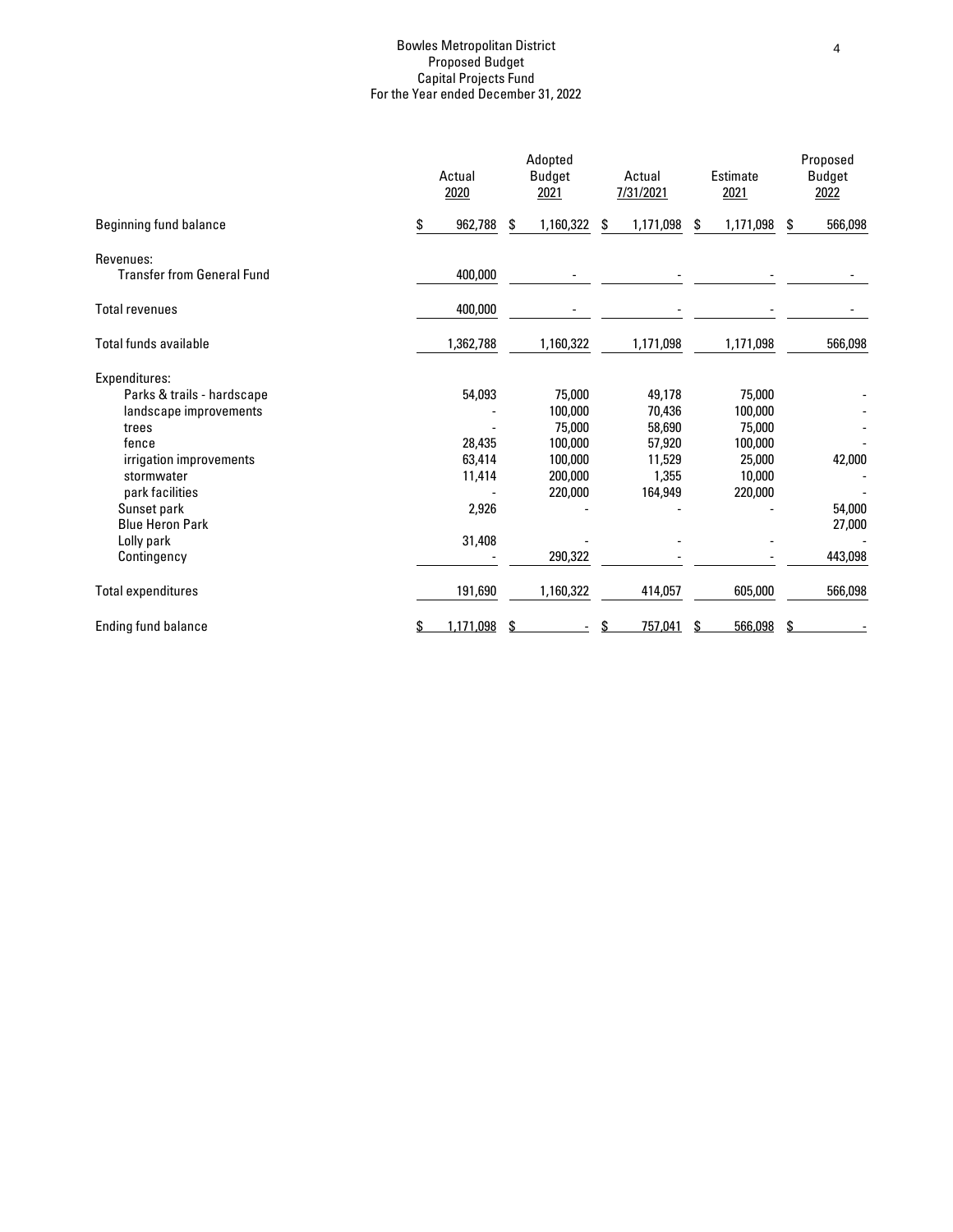# Bowles Metropolitan District
## Proposed Budget
## Capital Projects Fund
## For the Year ended December 31, 2022

| | Actual 2020 | Adopted Budget 2021 | Actual 7/31/2021 | Estimate 2021 | Proposed Budget 2022 |
|---|---|---|---|---|---|
| Beginning fund balance | $ 962,788 | $ 1,160,322 | $ 1,171,098 | $ 1,171,098 | $ 566,098 |
| Revenues: | | | | | |
| Transfer from General Fund | 400,000 | - | - | - | - |
| Total revenues | 400,000 | - | - | - | - |
| Total funds available | 1,362,788 | 1,160,322 | 1,171,098 | 1,171,098 | 566,098 |
| Expenditures: | | | | | |
| Parks & trails - hardscape | 54,093 | 75,000 | 49,178 | 75,000 | - |
| landscape improvements | - | 100,000 | 70,436 | 100,000 | - |
| trees | - | 75,000 | 58,690 | 75,000 | - |
| fence | 28,435 | 100,000 | 57,920 | 100,000 | - |
| irrigation improvements | 63,414 | 100,000 | 11,529 | 25,000 | 42,000 |
| stormwater | 11,414 | 200,000 | 1,355 | 10,000 | - |
| park facilities | - | 220,000 | 164,949 | 220,000 | - |
| Sunset park | 2,926 | - | - | - | 54,000 |
| Blue Heron Park | | | | | 27,000 |
| Lolly park | 31,408 | - | - | - | - |
| Contingency | - | 290,322 | - | - | 443,098 |
| Total expenditures | 191,690 | 1,160,322 | 414,057 | 605,000 | 566,098 |
| Ending fund balance | $ 1,171,098 | $ - | $ 757,041 | $ 566,098 | $ - |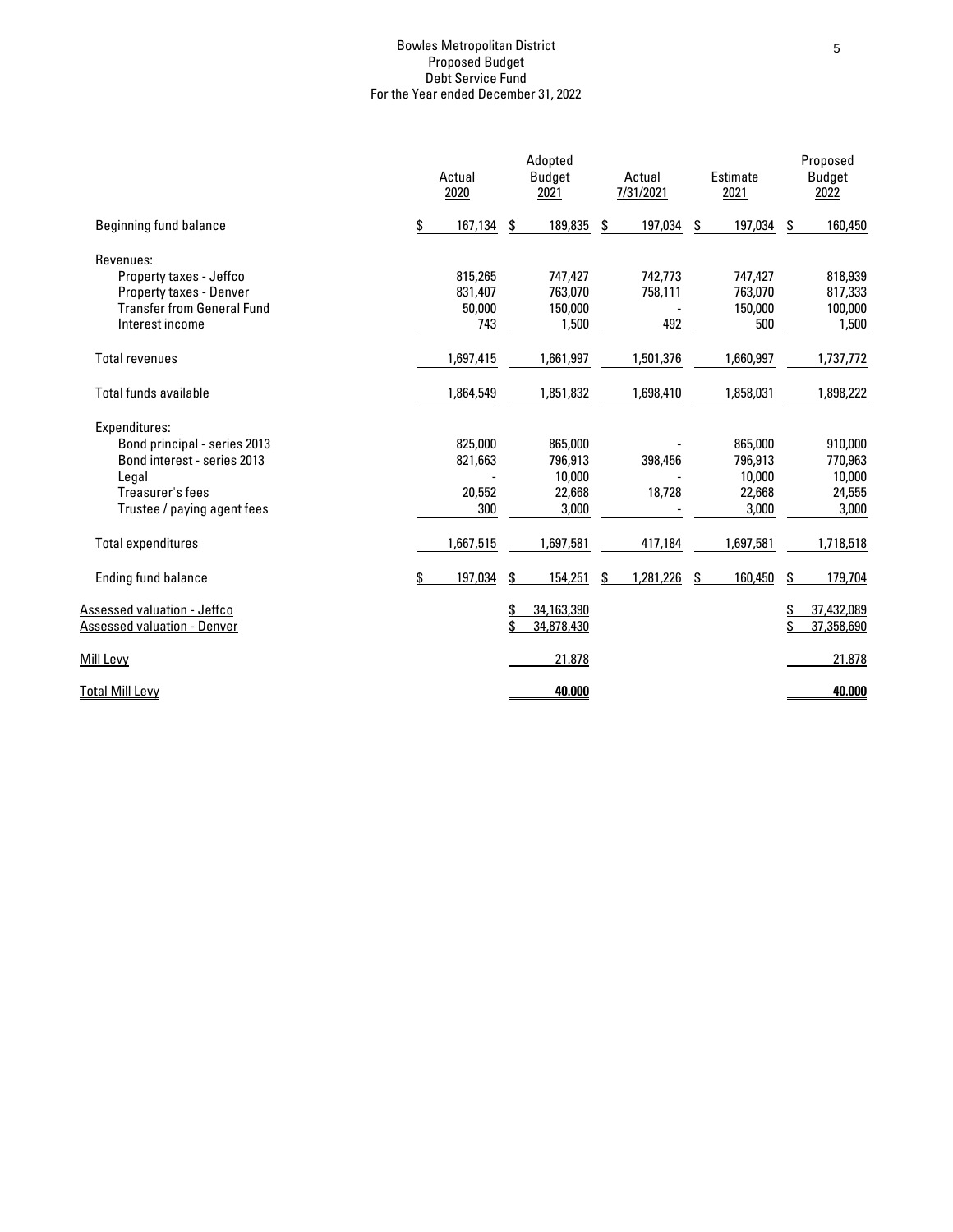# Bowles Metropolitan District
## Proposed Budget
## Debt Service Fund
## For the Year ended December 31, 2022

| | Actual 2020 | Adopted Budget 2021 | Actual 7/31/2021 | Estimate 2021 | Proposed Budget 2022 |
|---|---|---|---|---|---|
| Beginning fund balance | $ 167,134 | $ 189,835 | $ 197,034 | $ 197,034 | $ 160,450 |
| Revenues: | | | | | |
| Property taxes - Jeffco | 815,265 | 747,427 | 742,773 | 747,427 | 818,939 |
| Property taxes - Denver | 831,407 | 763,070 | 758,111 | 763,070 | 817,333 |
| Transfer from General Fund | 50,000 | 150,000 | - | 150,000 | 100,000 |
| Interest income | 743 | 1,500 | 492 | 500 | 1,500 |
| Total revenues | 1,697,415 | 1,661,997 | 1,501,376 | 1,660,997 | 1,737,772 |
| Total funds available | 1,864,549 | 1,851,832 | 1,698,410 | 1,858,031 | 1,898,222 |
| Expenditures: | | | | | |
| Bond principal - series 2013 | 825,000 | 865,000 | - | 865,000 | 910,000 |
| Bond interest - series 2013 | 821,663 | 796,913 | 398,456 | 796,913 | 770,963 |
| Legal | - | 10,000 | - | 10,000 | 10,000 |
| Treasurer's fees | 20,552 | 22,668 | 18,728 | 22,668 | 24,555 |
| Trustee / paying agent fees | 300 | 3,000 | - | 3,000 | 3,000 |
| Total expenditures | 1,667,515 | 1,697,581 | 417,184 | 1,697,581 | 1,718,518 |
| Ending fund balance | $ 197,034 | $ 154,251 | $ 1,281,226 | $ 160,450 | $ 179,704 |
| Assessed valuation - Jeffco | | $ 34,163,390 | | | $ 37,432,089 |
| Assessed valuation - Denver | | $ 34,878,430 | | | $ 37,358,690 |
| Mill Levy | | 21.878 | | | 21.878 |
| Total Mill Levy | | **40.000** | | | **40.000** |